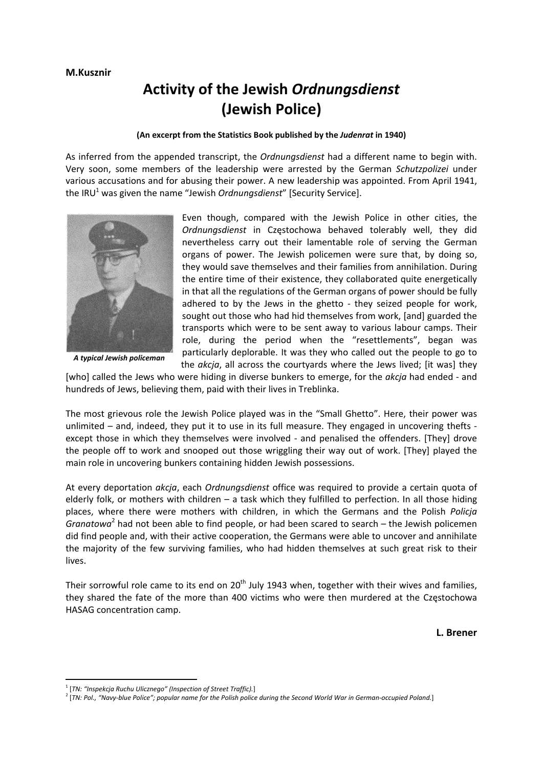**M.Kusznir**

# Activity of the Jewish *Ordnungsdienst* (Jewish Police)

**(An excerpt from the Statistics Book published by the *Judenrat* in 1940)**

As inferred from the appended transcript, the *Ordnungsdienst* had a different name to begin with. Very soon, some members of the leadership were arrested by the German *Schutzpolizei* under various accusations and for abusing their power. A new leadership was appointed. From April 1941, the IRU[1] was given the name "Jewish *Ordnungsdienst*" [Security Service].

*A typical Jewish policeman*

Even though, compared with the Jewish Police in other cities, the *Ordnungsdienst* in Częstochowa behaved tolerably well, they did nevertheless carry out their lamentable role of serving the German organs of power. The Jewish policemen were sure that, by doing so, they would save themselves and their families from annihilation. During the entire time of their existence, they collaborated quite energetically in that all the regulations of the German organs of power should be fully adhered to by the Jews in the ghetto - they seized people for work, sought out those who had hid themselves from work, [and] guarded the transports which were to be sent away to various labour camps. Their role, during the period when the "resettlements", began was particularly deplorable. It was they who called out the people to go to the *akcja*, all across the courtyards where the Jews lived; [it was] they [who] called the Jews who were hiding in diverse bunkers to emerge, for the *akcja* had ended - and hundreds of Jews, believing them, paid with their lives in Treblinka.

The most grievous role the Jewish Police played was in the "Small Ghetto". Here, their power was unlimited – and, indeed, they put it to use in its full measure. They engaged in uncovering thefts - except those in which they themselves were involved - and penalised the offenders. [They] drove the people off to work and snooped out those wriggling their way out of work. [They] played the main role in uncovering bunkers containing hidden Jewish possessions.

At every deportation *akcja*, each *Ordnungsdienst* office was required to provide a certain quota of elderly folk, or mothers with children – a task which they fulfilled to perfection. In all those hiding places, where there were mothers with children, in which the Germans and the Polish *Policja Granatowa*[2] had not been able to find people, or had been scared to search – the Jewish policemen did find people and, with their active cooperation, the Germans were able to uncover and annihilate the majority of the few surviving families, who had hidden themselves at such great risk to their lives.

Their sorrowful role came to its end on 20th July 1943 when, together with their wives and families, they shared the fate of the more than 400 victims who were then murdered at the Częstochowa HASAG concentration camp.

**L. Brener**

---

[1] [*TN: "Inspekcja Ruchu Ulicznego" (Inspection of Street Traffic).*]

[2] [*TN: Pol., "Navy-blue Police"; popular name for the Polish police during the Second World War in German-occupied Poland.*]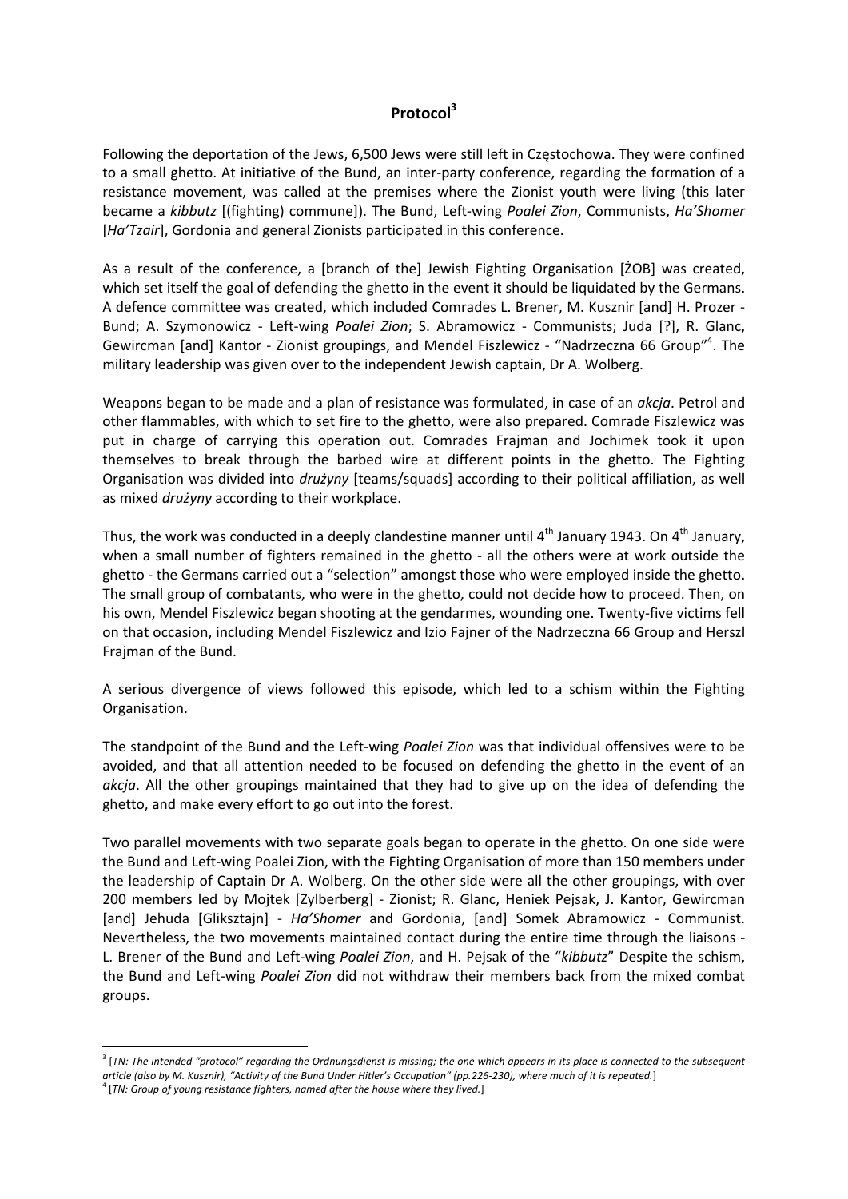## Protocol[3]

Following the deportation of the Jews, 6,500 Jews were still left in Częstochowa. They were confined to a small ghetto. At initiative of the Bund, an inter-party conference, regarding the formation of a resistance movement, was called at the premises where the Zionist youth were living (this later became a *kibbutz* [(fighting) commune]). The Bund, Left-wing *Poalei Zion*, Communists, *Ha'Shomer* [*Ha'Tzair*], Gordonia and general Zionists participated in this conference.

As a result of the conference, a [branch of the] Jewish Fighting Organisation [ŻOB] was created, which set itself the goal of defending the ghetto in the event it should be liquidated by the Germans. A defence committee was created, which included Comrades L. Brener, M. Kusznir [and] H. Prozer - Bund; A. Szymonowicz - Left-wing *Poalei Zion*; S. Abramowicz - Communists; Juda [?], R. Glanc, Gewircman [and] Kantor - Zionist groupings, and Mendel Fiszlewicz - "Nadrzeczna 66 Group"[4]. The military leadership was given over to the independent Jewish captain, Dr A. Wolberg.

Weapons began to be made and a plan of resistance was formulated, in case of an *akcja*. Petrol and other flammables, with which to set fire to the ghetto, were also prepared. Comrade Fiszlewicz was put in charge of carrying this operation out. Comrades Frajman and Jochimek took it upon themselves to break through the barbed wire at different points in the ghetto. The Fighting Organisation was divided into *drużyny* [teams/squads] according to their political affiliation, as well as mixed *drużyny* according to their workplace.

Thus, the work was conducted in a deeply clandestine manner until 4th January 1943. On 4th January, when a small number of fighters remained in the ghetto - all the others were at work outside the ghetto - the Germans carried out a "selection" amongst those who were employed inside the ghetto. The small group of combatants, who were in the ghetto, could not decide how to proceed. Then, on his own, Mendel Fiszlewicz began shooting at the gendarmes, wounding one. Twenty-five victims fell on that occasion, including Mendel Fiszlewicz and Izio Fajner of the Nadrzeczna 66 Group and Herszl Frajman of the Bund.

A serious divergence of views followed this episode, which led to a schism within the Fighting Organisation.

The standpoint of the Bund and the Left-wing *Poalei Zion* was that individual offensives were to be avoided, and that all attention needed to be focused on defending the ghetto in the event of an *akcja*. All the other groupings maintained that they had to give up on the idea of defending the ghetto, and make every effort to go out into the forest.

Two parallel movements with two separate goals began to operate in the ghetto. On one side were the Bund and Left-wing Poalei Zion, with the Fighting Organisation of more than 150 members under the leadership of Captain Dr A. Wolberg. On the other side were all the other groupings, with over 200 members led by Mojtek [Zylberberg] - Zionist; R. Glanc, Heniek Pejsak, J. Kantor, Gewircman [and] Jehuda [Gliksztajn] - *Ha'Shomer* and Gordonia, [and] Somek Abramowicz - Communist. Nevertheless, the two movements maintained contact during the entire time through the liaisons - L. Brener of the Bund and Left-wing *Poalei Zion*, and H. Pejsak of the "*kibbutz*" Despite the schism, the Bund and Left-wing *Poalei Zion* did not withdraw their members back from the mixed combat groups.

---

[3] [*TN: The intended "protocol" regarding the Ordnungsdienst is missing; the one which appears in its place is connected to the subsequent article (also by M. Kusznir), "Activity of the Bund Under Hitler's Occupation" (pp.226-230), where much of it is repeated.*]

[4] [*TN: Group of young resistance fighters, named after the house where they lived.*]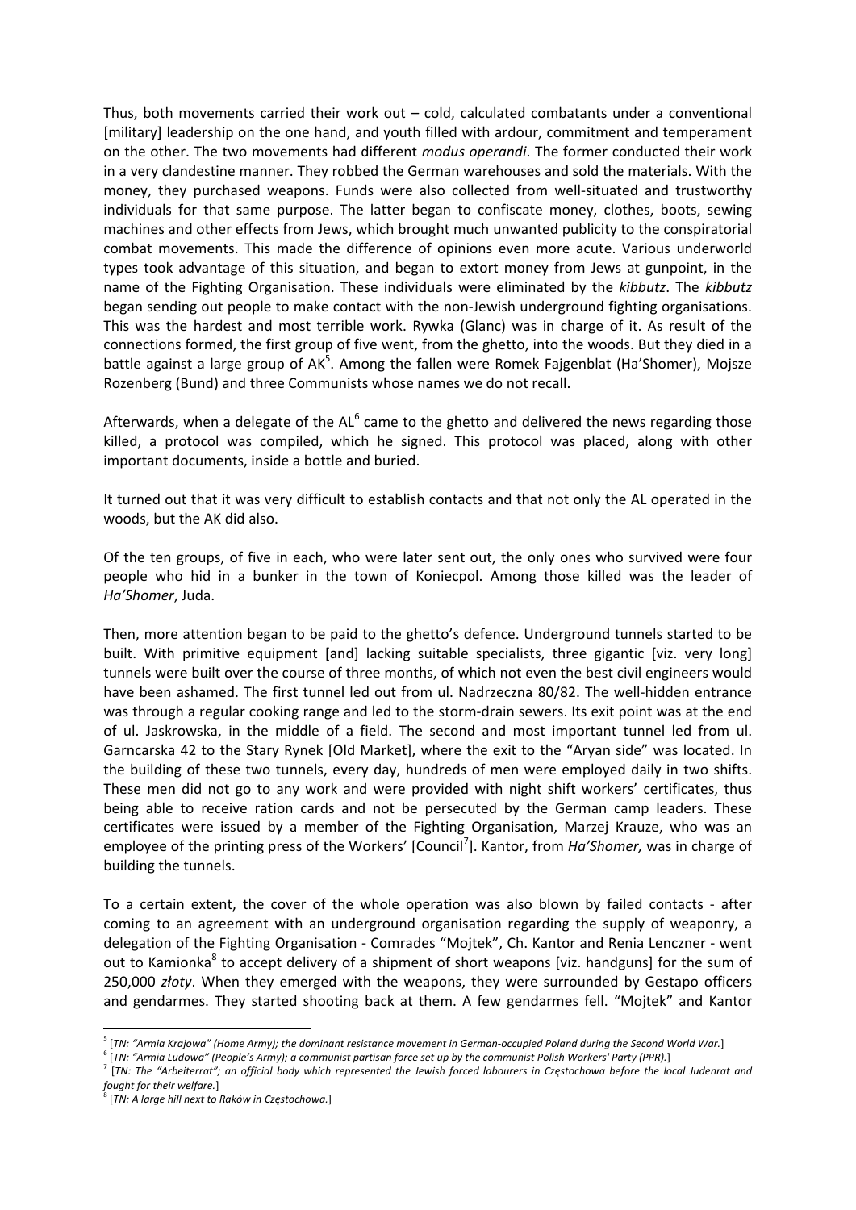Thus, both movements carried their work out – cold, calculated combatants under a conventional [military] leadership on the one hand, and youth filled with ardour, commitment and temperament on the other. The two movements had different *modus operandi*. The former conducted their work in a very clandestine manner. They robbed the German warehouses and sold the materials. With the money, they purchased weapons. Funds were also collected from well-situated and trustworthy individuals for that same purpose. The latter began to confiscate money, clothes, boots, sewing machines and other effects from Jews, which brought much unwanted publicity to the conspiratorial combat movements. This made the difference of opinions even more acute. Various underworld types took advantage of this situation, and began to extort money from Jews at gunpoint, in the name of the Fighting Organisation. These individuals were eliminated by the *kibbutz*. The *kibbutz* began sending out people to make contact with the non-Jewish underground fighting organisations. This was the hardest and most terrible work. Rywka (Glanc) was in charge of it. As result of the connections formed, the first group of five went, from the ghetto, into the woods. But they died in a battle against a large group of AK[5]. Among the fallen were Romek Fajgenblat (Ha'Shomer), Mojsze Rozenberg (Bund) and three Communists whose names we do not recall.

Afterwards, when a delegate of the AL[6] came to the ghetto and delivered the news regarding those killed, a protocol was compiled, which he signed. This protocol was placed, along with other important documents, inside a bottle and buried.

It turned out that it was very difficult to establish contacts and that not only the AL operated in the woods, but the AK did also.

Of the ten groups, of five in each, who were later sent out, the only ones who survived were four people who hid in a bunker in the town of Koniecpol. Among those killed was the leader of *Ha'Shomer*, Juda.

Then, more attention began to be paid to the ghetto's defence. Underground tunnels started to be built. With primitive equipment [and] lacking suitable specialists, three gigantic [viz. very long] tunnels were built over the course of three months, of which not even the best civil engineers would have been ashamed. The first tunnel led out from ul. Nadrzeczna 80/82. The well-hidden entrance was through a regular cooking range and led to the storm-drain sewers. Its exit point was at the end of ul. Jaskrowska, in the middle of a field. The second and most important tunnel led from ul. Garncarska 42 to the Stary Rynek [Old Market], where the exit to the "Aryan side" was located. In the building of these two tunnels, every day, hundreds of men were employed daily in two shifts. These men did not go to any work and were provided with night shift workers' certificates, thus being able to receive ration cards and not be persecuted by the German camp leaders. These certificates were issued by a member of the Fighting Organisation, Marzej Krauze, who was an employee of the printing press of the Workers' [Council[7]]. Kantor, from *Ha'Shomer,* was in charge of building the tunnels.

To a certain extent, the cover of the whole operation was also blown by failed contacts - after coming to an agreement with an underground organisation regarding the supply of weaponry, a delegation of the Fighting Organisation - Comrades "Mojtek", Ch. Kantor and Renia Lenczner - went out to Kamionka[8] to accept delivery of a shipment of short weapons [viz. handguns] for the sum of 250,000 *złoty*. When they emerged with the weapons, they were surrounded by Gestapo officers and gendarmes. They started shooting back at them. A few gendarmes fell. "Mojtek" and Kantor

---

[5] [*TN: "Armia Krajowa" (Home Army); the dominant resistance movement in German-occupied Poland during the Second World War.*]

[6] [*TN: "Armia Ludowa" (People's Army); a communist partisan force set up by the communist Polish Workers' Party (PPR).*]

[7] [*TN: The "Arbeiterrat"; an official body which represented the Jewish forced labourers in Częstochowa before the local Judenrat and fought for their welfare.*]

[8] [*TN: A large hill next to Raków in Częstochowa.*]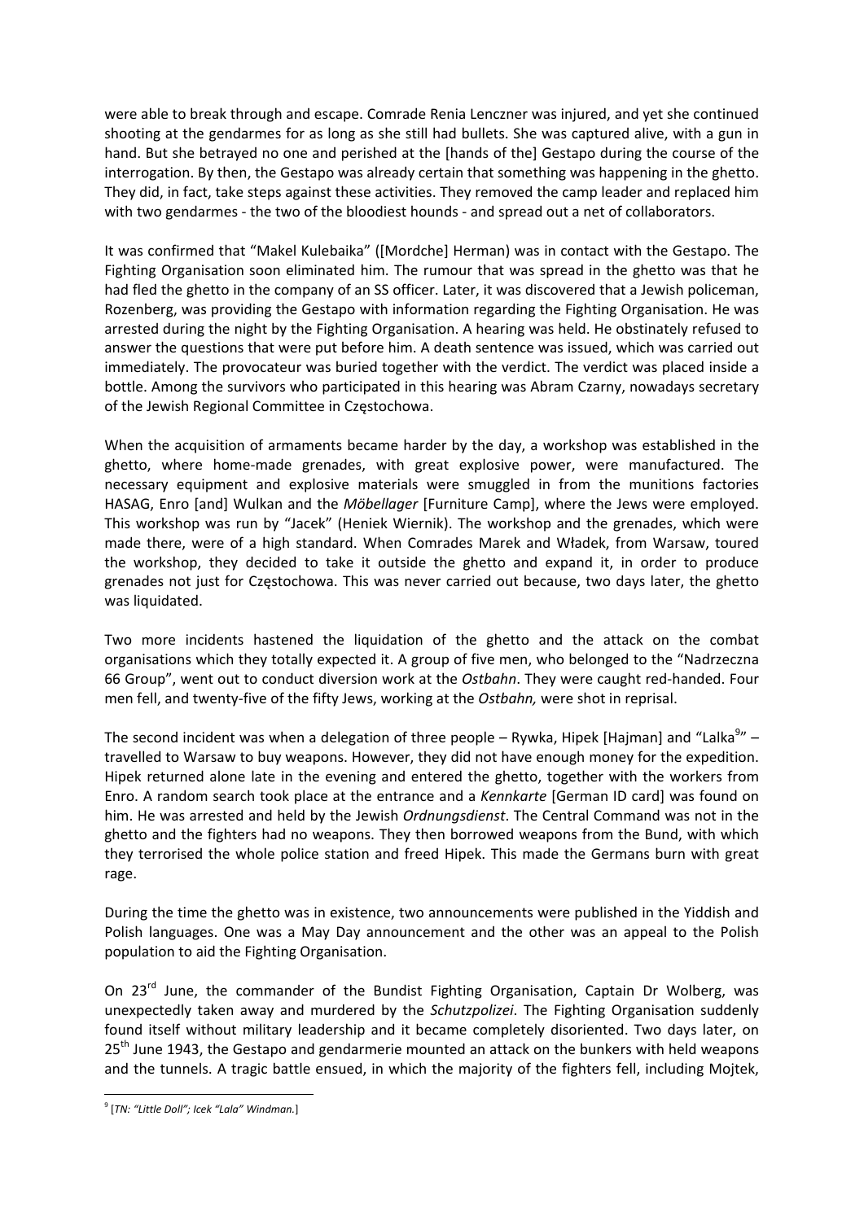were able to break through and escape. Comrade Renia Lenczner was injured, and yet she continued shooting at the gendarmes for as long as she still had bullets. She was captured alive, with a gun in hand. But she betrayed no one and perished at the [hands of the] Gestapo during the course of the interrogation. By then, the Gestapo was already certain that something was happening in the ghetto. They did, in fact, take steps against these activities. They removed the camp leader and replaced him with two gendarmes - the two of the bloodiest hounds - and spread out a net of collaborators.

It was confirmed that "Makel Kulebaika" ([Mordche] Herman) was in contact with the Gestapo. The Fighting Organisation soon eliminated him. The rumour that was spread in the ghetto was that he had fled the ghetto in the company of an SS officer. Later, it was discovered that a Jewish policeman, Rozenberg, was providing the Gestapo with information regarding the Fighting Organisation. He was arrested during the night by the Fighting Organisation. A hearing was held. He obstinately refused to answer the questions that were put before him. A death sentence was issued, which was carried out immediately. The provocateur was buried together with the verdict. The verdict was placed inside a bottle. Among the survivors who participated in this hearing was Abram Czarny, nowadays secretary of the Jewish Regional Committee in Częstochowa.

When the acquisition of armaments became harder by the day, a workshop was established in the ghetto, where home-made grenades, with great explosive power, were manufactured. The necessary equipment and explosive materials were smuggled in from the munitions factories HASAG, Enro [and] Wulkan and the *Möbellager* [Furniture Camp], where the Jews were employed. This workshop was run by "Jacek" (Heniek Wiernik). The workshop and the grenades, which were made there, were of a high standard. When Comrades Marek and Władek, from Warsaw, toured the workshop, they decided to take it outside the ghetto and expand it, in order to produce grenades not just for Częstochowa. This was never carried out because, two days later, the ghetto was liquidated.

Two more incidents hastened the liquidation of the ghetto and the attack on the combat organisations which they totally expected it. A group of five men, who belonged to the "Nadrzeczna 66 Group", went out to conduct diversion work at the *Ostbahn*. They were caught red-handed. Four men fell, and twenty-five of the fifty Jews, working at the *Ostbahn,* were shot in reprisal.

The second incident was when a delegation of three people – Rywka, Hipek [Hajman] and "Lalka[9]" – travelled to Warsaw to buy weapons. However, they did not have enough money for the expedition. Hipek returned alone late in the evening and entered the ghetto, together with the workers from Enro. A random search took place at the entrance and a *Kennkarte* [German ID card] was found on him. He was arrested and held by the Jewish *Ordnungsdienst*. The Central Command was not in the ghetto and the fighters had no weapons. They then borrowed weapons from the Bund, with which they terrorised the whole police station and freed Hipek. This made the Germans burn with great rage.

During the time the ghetto was in existence, two announcements were published in the Yiddish and Polish languages. One was a May Day announcement and the other was an appeal to the Polish population to aid the Fighting Organisation.

On 23rd June, the commander of the Bundist Fighting Organisation, Captain Dr Wolberg, was unexpectedly taken away and murdered by the *Schutzpolizei*. The Fighting Organisation suddenly found itself without military leadership and it became completely disoriented. Two days later, on 25th June 1943, the Gestapo and gendarmerie mounted an attack on the bunkers with held weapons and the tunnels. A tragic battle ensued, in which the majority of the fighters fell, including Mojtek,

[9] [*TN: "Little Doll"; Icek "Lala" Windman.*]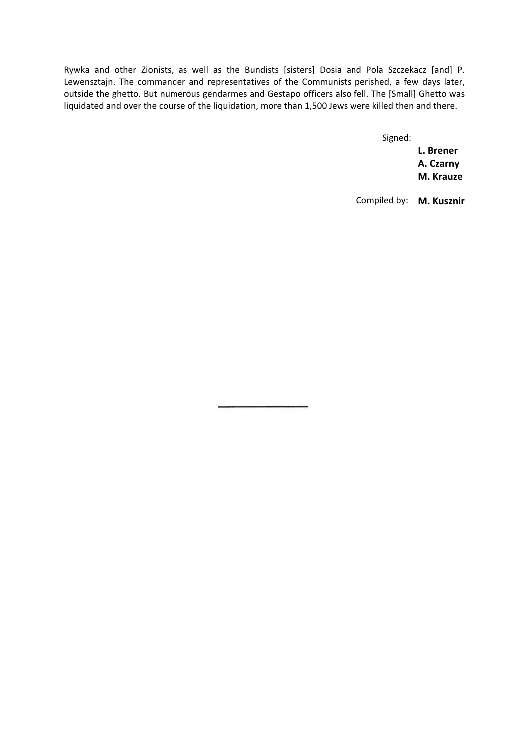Rywka and other Zionists, as well as the Bundists [sisters] Dosia and Pola Szczekacz [and] P. Lewensztajn. The commander and representatives of the Communists perished, a few days later, outside the ghetto. But numerous gendarmes and Gestapo officers also fell. The [Small] Ghetto was liquidated and over the course of the liquidation, more than 1,500 Jews were killed then and there.

Signed:

**L. Brener**
**A. Czarny**
**M. Krauze**

Compiled by: **M. Kusznir**

---